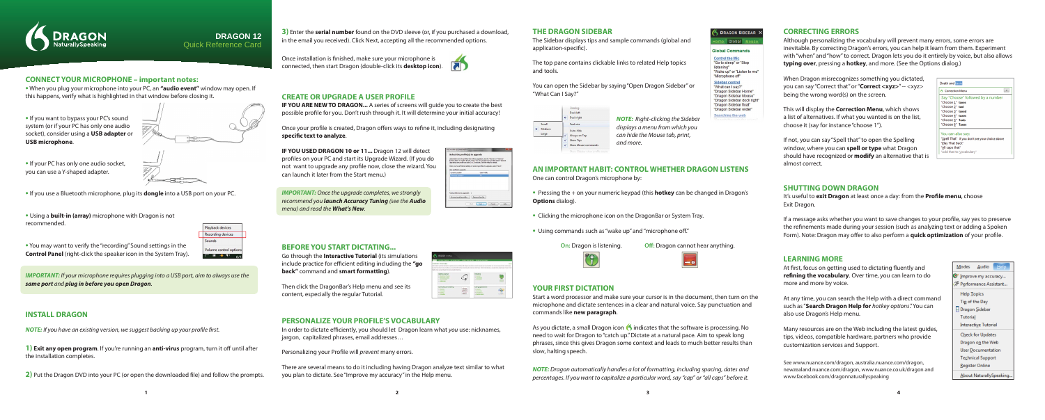# DRAGON 12

Quick Reference Card

## CONNECT YOUR MICROPHONE – important notes:

- When you plug your microphone into your PC, an **"audio event"** window may open. If this happens, verify what is highlighted in that window before closing it.
- If you want to bypass your PC's sound system (or if your PC has only one audio socket), consider using a **USB adapter** or **USB microphone**.
- If your PC has only one audio socket, you can use a Y-shaped adapter.
- If you use a Bluetooth microphone, plug its **dongle** into a USB port on your PC.
- Using a **built-in (array)** microphone with Dragon is not recommended.
- You may want to verify the "recording" Sound settings in the **Control Panel** (right-click the speaker icon in the System Tray).

*IMPORTANT: If your microphone requires plugging into a USB port, aim to always use the **same port** and **plug in before you open Dragon**.*

## INSTALL DRAGON

*NOTE: If you have an existing version, we suggest backing up your profile first.*

**1) Exit any open program**. If you're running an **anti-virus** program, turn it off until after the installation completes.

**2)** Put the Dragon DVD into your PC (or open the downloaded file) and follow the prompts.

**3)** Enter the **serial number** found on the DVD sleeve (or, if you purchased a download, in the email you received). Click Next, accepting all the recommended options.

Once installation is finished, make sure your microphone is connected, then start Dragon (double-click its **desktop icon**).

## CREATE OR UPGRADE A USER PROFILE

**IF YOU ARE NEW TO DRAGON...** A series of screens will guide you to create the best possible profile for you. Don't rush through it. It will determine your initial accuracy!

Once your profile is created, Dragon offers ways to refine it, including designating **specific text to analyze**.

**IF YOU USED DRAGON 10 or 11...** Dragon 12 will detect profiles on your PC and start its Upgrade Wizard. (If you do not want to upgrade any profile now, close the wizard. You can launch it later from the Start menu.)

*IMPORTANT: Once the upgrade completes, we strongly recommend you **launch Accuracy Tuning** (see the **Audio** menu) and read the **What's New**.*

## BEFORE YOU START DICTATING...

Go through the **Interactive Tutorial** (its simulations include practice for efficient editing including the **"go back"** command and **smart formatting**).

Then click the DragonBar's Help menu and see its content, especially the regular Tutorial.

## PERSONALIZE YOUR PROFILE'S VOCABULARY

In order to dictate efficiently, you should let Dragon learn what *you* use: nicknames, jargon, capitalized phrases, email addresses…

Personalizing your Profile will *prevent* many errors.

There are several means to do it including having Dragon analyze text similar to what you plan to dictate. See "Improve my accuracy" in the Help menu.

## THE DRAGON SIDEBAR

The Sidebar displays tips and sample commands (global and application-specific).

The top pane contains clickable links to related Help topics and tools.

You can open the Sidebar by saying "Open Dragon Sidebar" or "What Can I Say?"

*NOTE: Right-clicking the Sidebar displays a menu from which you can hide the Mouse tab, print, and more.*

## AN IMPORTANT HABIT: CONTROL WHETHER DRAGON LISTENS

One can control Dragon's microphone by:

- Pressing the + on your numeric keypad (this **hotkey** can be changed in Dragon's **Options** dialog).
- Clicking the microphone icon on the DragonBar or System Tray.
- Using commands such as "wake up" and "microphone off."

**On:** Dragon is listening. **Off:** Dragon cannot hear anything.

## YOUR FIRST DICTATION

Start a word processor and make sure your cursor is in the document, then turn on the microphone and dictate sentences in a clear and natural voice. Say punctuation and commands like **new paragraph**.

As you dictate, a small Dragon icon indicates that the software is processing. No need to wait for Dragon to "catch up." Dictate at a natural pace. Aim to speak long phrases, since this gives Dragon some context and leads to much better results than slow, halting speech.

*NOTE: Dragon automatically handles a lot of formatting, including spacing, dates and percentages. If you want to capitalize a particular word, say "cap" or "all caps" before it.*

## CORRECTING ERRORS

Although personalizing the vocabulary will prevent many errors, some errors are inevitable. By correcting Dragon's errors, you can help it learn from them. Experiment with "when" and "how" to correct. Dragon lets you do it entirely by voice, but also allows **typing over**, pressing a **hotkey**, and more. (See the Options dialog.)

When Dragon misrecognizes something you dictated, you can say "Correct that" or "**Correct <xyz>**" -- <xyz> being the wrong word(s) on the screen.

This will display the **Correction Menu**, which shows a list of alternatives. If what you wanted is on the list, choose it (say for instance "choose 1").

If not, you can say "Spell that" to open the Spelling window, where you can **spell or type** what Dragon should have recognized or **modify** an alternative that is almost correct.

## SHUTTING DOWN DRAGON

It's useful to **exit Dragon** at least once a day: from the **Profile menu**, choose Exit Dragon.

If a message asks whether you want to save changes to your profile, say yes to preserve the refinements made during your session (such as analyzing text or adding a Spoken Form). Note: Dragon may offer to also perform a **quick optimization** of your profile.

## LEARNING MORE

At first, focus on getting used to dictating fluently and **refining the vocabulary**. Over time, you can learn to do more and more by voice.

At any time, you can search the Help with a direct command such as "**Search Dragon Help for** *hotkey options*." You can also use Dragon's Help menu.

Many resources are on the Web including the latest guides, tips, videos, compatible hardware, partners who provide customization services and Support.

See www.nuance.com/dragon, australia.nuance.com/dragon, newzealand.nuance.com/dragon, www.nuance.co.uk/dragon and www.facebook.com/dragonnaturallyspeaking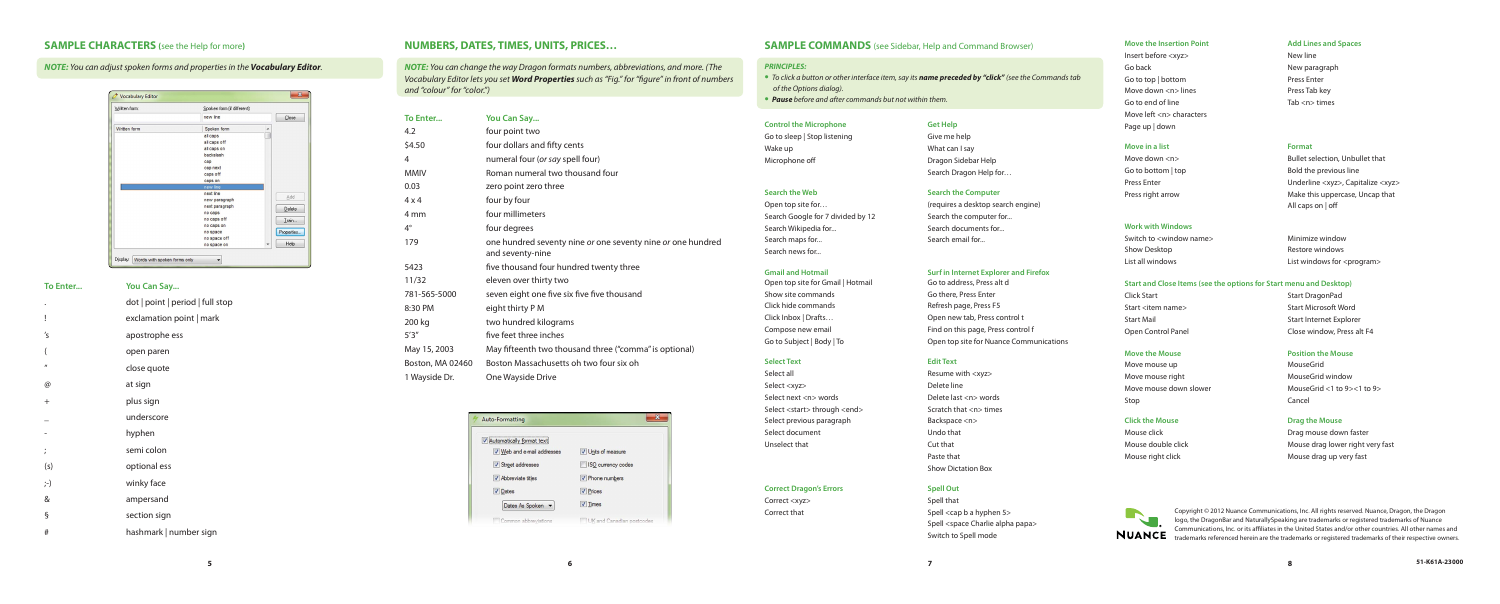## SAMPLE CHARACTERS (see the Help for more)

*NOTE: You can adjust spoken forms and properties in the **Vocabulary Editor**.*

| To Enter... | You Can Say... |
| --- | --- |
| . | dot \| point \| period \| full stop |
| ! | exclamation point \| mark |
| 's | apostrophe ess |
| ( | open paren |
| " | close quote |
| @ | at sign |
| + | plus sign |
| _ | underscore |
| - | hyphen |
| ; | semi colon |
| (s) | optional ess |
| ;-) | winky face |
| & | ampersand |
| § | section sign |
| # | hashmark \| number sign |

## NUMBERS, DATES, TIMES, UNITS, PRICES…

*NOTE: You can change the way Dragon formats numbers, abbreviations, and more. (The Vocabulary Editor lets you set **Word Properties** such as "Fig." for "figure" in front of numbers and "colour" for "color.")*

| To Enter... | You Can Say... |
| --- | --- |
| 4.2 | four point two |
| $4.50 | four dollars and fifty cents |
| 4 | numeral four (*or say* spell four) |
| MMIV | Roman numeral two thousand four |
| 0.03 | zero point zero three |
| 4 x 4 | four by four |
| 4 mm | four millimeters |
| 4° | four degrees |
| 179 | one hundred seventy nine or one seventy nine or one hundred and seventy-nine |
| 5423 | five thousand four hundred twenty three |
| 11/32 | eleven over thirty two |
| 781-565-5000 | seven eight one five six five five thousand |
| 8:30 PM | eight thirty P M |
| 200 kg | two hundred kilograms |
| 5'3" | five feet three inches |
| May 15, 2003 | May fifteenth two thousand three ("comma" is optional) |
| Boston, MA 02460 | Boston Massachusetts oh two four six oh |
| 1 Wayside Dr. | One Wayside Drive |

## SAMPLE COMMANDS (see Sidebar, Help and Command Browser)

*PRINCIPLES:*

- *To click a button or other interface item, say its **name preceded by "click"** (see the Commands tab of the Options dialog).*
- ***Pause** before and after commands but not within them.*

### Control the Microphone
Go to sleep | Stop listening
Wake up
Microphone off

### Get Help
Give me help
What can I say
Dragon Sidebar Help
Search Dragon Help for…

### Search the Web
Open top site for…
Search Google for 7 divided by 12
Search Wikipedia for...
Search maps for...
Search news for...

### Search the Computer
(requires a desktop search engine)
Search the computer for...
Search documents for...
Search email for...

### Gmail and Hotmail
Open top site for Gmail | Hotmail
Show site commands
Click hide commands
Click Inbox | Drafts…
Compose new email
Go to Subject | Body | To

### Surf in Internet Explorer and Firefox
Go to address, Press alt d
Go there, Press Enter
Refresh page, Press F5
Open new tab, Press control t
Find on this page, Press control f
Open top site for Nuance Communications

### Select Text
Select all
Select <xyz>
Select next <n> words
Select <start> through <end>
Select previous paragraph
Select document
Unselect that

### Edit Text
Resume with <xyz>
Delete line
Delete last <n> words
Scratch that <n> times
Backspace <n>
Undo that
Cut that
Paste that
Show Dictation Box

### Correct Dragon's Errors
Correct <xyz>
Correct that

### Spell Out
Spell that
Spell <cap b a hyphen 5>
Spell <space Charlie alpha papa>
Switch to Spell mode

### Move the Insertion Point
Insert before <xyz>
Go back
Go to top | bottom
Move down <n> lines
Go to end of line
Move left <n> characters
Page up | down

### Add Lines and Spaces
New line
New paragraph
Press Enter
Press Tab key
Tab <n> times

### Move in a list
Move down <n>
Go to bottom | top
Press Enter
Press right arrow

### Format
Bullet selection, Unbullet that
Bold the previous line
Underline <xyz>, Capitalize <xyz>
Make this uppercase, Uncap that
All caps on | off

### Work with Windows
Switch to <window name>
Show Desktop
List all windows

Minimize window
Restore windows
List windows for <program>

### Start and Close Items (see the options for Start menu and Desktop)
Click Start
Start <item name>
Start Mail
Open Control Panel

Start DragonPad
Start Microsoft Word
Start Internet Explorer
Close window, Press alt F4

### Move the Mouse
Move mouse up
Move mouse right
Move mouse down slower
Stop

### Position the Mouse
MouseGrid
MouseGrid window
MouseGrid <1 to 9><1 to 9>
Cancel

### Click the Mouse
Mouse click
Mouse double click
Mouse right click

### Drag the Mouse
Drag mouse down faster
Mouse drag lower right very fast
Mouse drag up very fast

Copyright © 2012 Nuance Communications, Inc. All rights reserved. Nuance, Dragon, the Dragon logo, the DragonBar and NaturallySpeaking are trademarks or registered trademarks of Nuance Communications, Inc. or its affiliates in the United States and/or other countries. All other names and trademarks referenced herein are the trademarks or registered trademarks of their respective owners.

51-K61A-23000